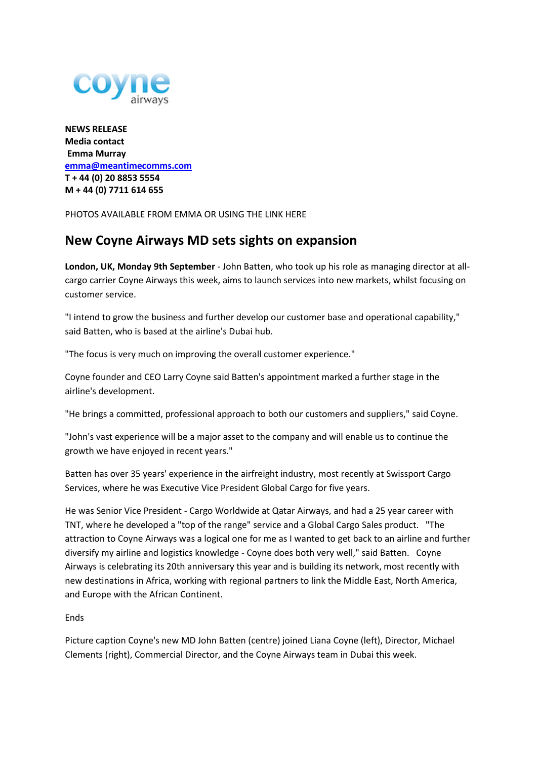coyne airways

**NEWS RELEASE**
**Media contact**
**Emma Murray**
emma@meantimecomms.com
**T + 44 (0) 20 8853 5554**
**M + 44 (0) 7711 614 655**

PHOTOS AVAILABLE FROM EMMA OR USING THE LINK HERE

## New Coyne Airways MD sets sights on expansion

**London, UK, Monday 9th September** - John Batten, who took up his role as managing director at all-cargo carrier Coyne Airways this week, aims to launch services into new markets, whilst focusing on customer service.

"I intend to grow the business and further develop our customer base and operational capability," said Batten, who is based at the airline's Dubai hub.

"The focus is very much on improving the overall customer experience."

Coyne founder and CEO Larry Coyne said Batten's appointment marked a further stage in the airline's development.

"He brings a committed, professional approach to both our customers and suppliers," said Coyne.

"John's vast experience will be a major asset to the company and will enable us to continue the growth we have enjoyed in recent years."

Batten has over 35 years' experience in the airfreight industry, most recently at Swissport Cargo Services, where he was Executive Vice President Global Cargo for five years.

He was Senior Vice President - Cargo Worldwide at Qatar Airways, and had a 25 year career with TNT, where he developed a "top of the range" service and a Global Cargo Sales product. "The attraction to Coyne Airways was a logical one for me as I wanted to get back to an airline and further diversify my airline and logistics knowledge - Coyne does both very well," said Batten. Coyne Airways is celebrating its 20th anniversary this year and is building its network, most recently with new destinations in Africa, working with regional partners to link the Middle East, North America, and Europe with the African Continent.

Ends

Picture caption Coyne's new MD John Batten (centre) joined Liana Coyne (left), Director, Michael Clements (right), Commercial Director, and the Coyne Airways team in Dubai this week.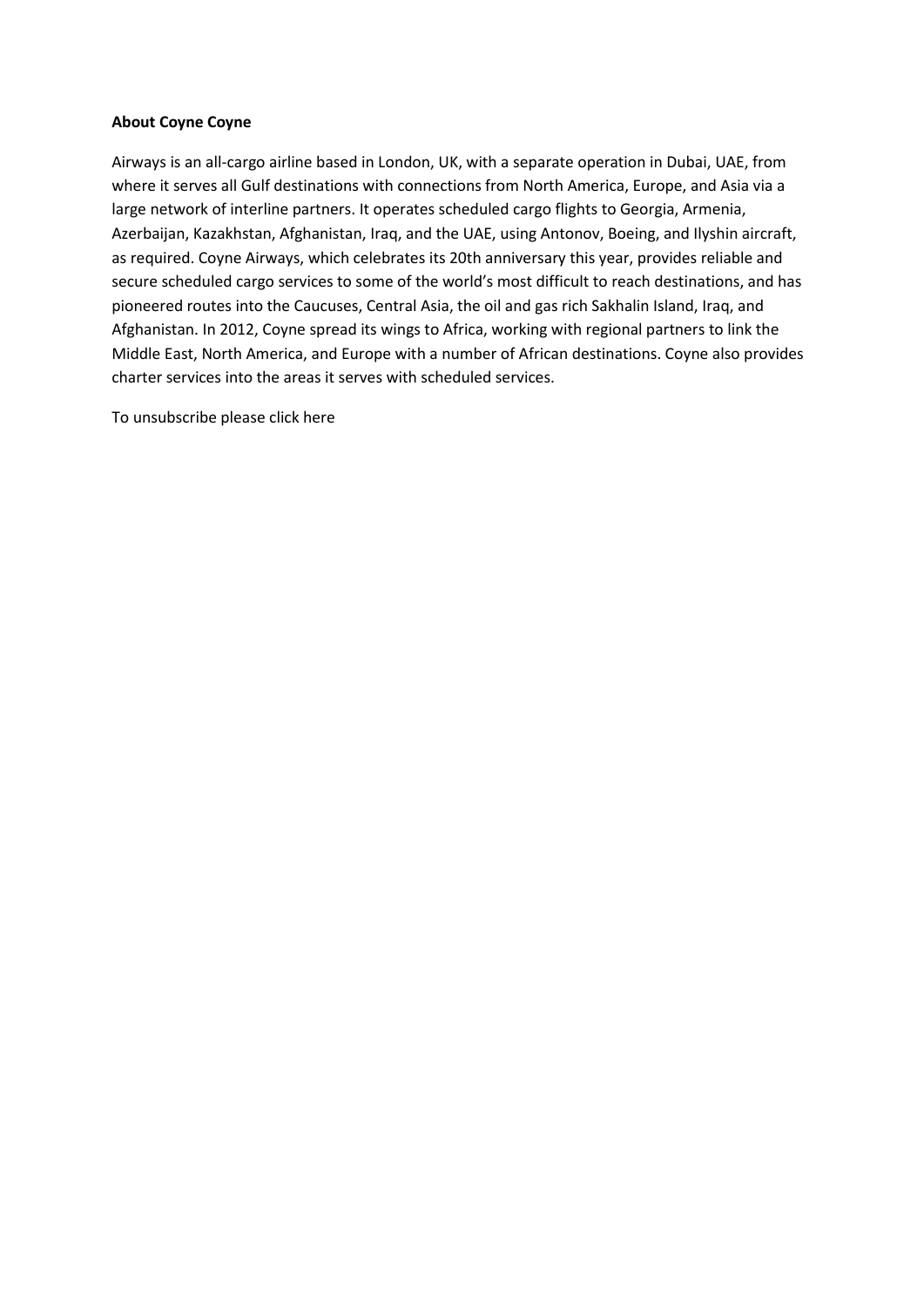**About Coyne Coyne**

Airways is an all-cargo airline based in London, UK, with a separate operation in Dubai, UAE, from where it serves all Gulf destinations with connections from North America, Europe, and Asia via a large network of interline partners. It operates scheduled cargo flights to Georgia, Armenia, Azerbaijan, Kazakhstan, Afghanistan, Iraq, and the UAE, using Antonov, Boeing, and Ilyshin aircraft, as required. Coyne Airways, which celebrates its 20th anniversary this year, provides reliable and secure scheduled cargo services to some of the world's most difficult to reach destinations, and has pioneered routes into the Caucuses, Central Asia, the oil and gas rich Sakhalin Island, Iraq, and Afghanistan. In 2012, Coyne spread its wings to Africa, working with regional partners to link the Middle East, North America, and Europe with a number of African destinations. Coyne also provides charter services into the areas it serves with scheduled services.

To unsubscribe please click here